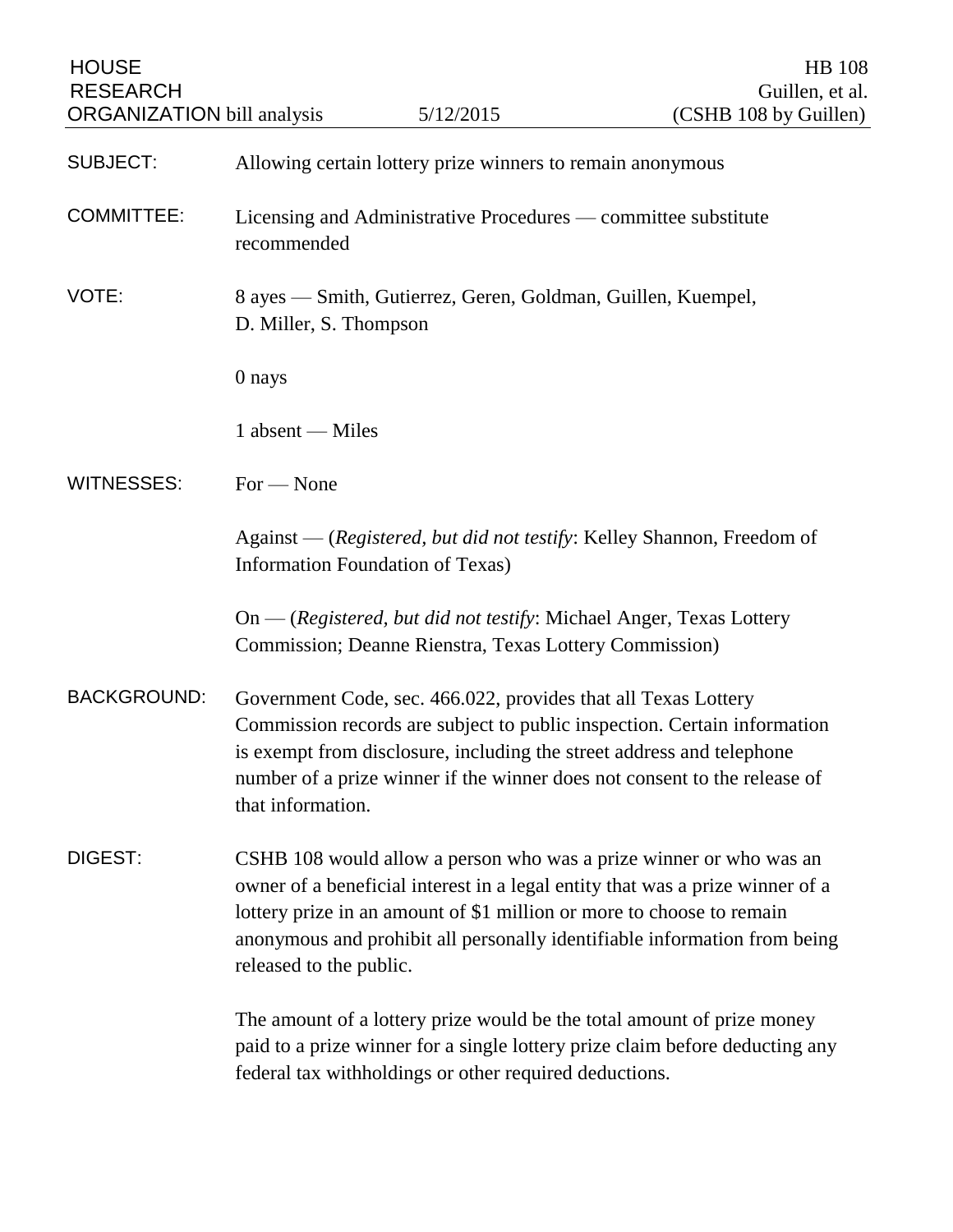HOUSE RESEARCH ORGANIZATION bill analysis | 5/12/2015 | HB 108 Guillen, et al. (CSHB 108 by Guillen)

**SUBJECT:** Allowing certain lottery prize winners to remain anonymous

**COMMITTEE:** Licensing and Administrative Procedures — committee substitute recommended

**VOTE:** 8 ayes — Smith, Gutierrez, Geren, Goldman, Guillen, Kuempel, D. Miller, S. Thompson

0 nays

1 absent — Miles

**WITNESSES:** For — None

Against — (*Registered, but did not testify*: Kelley Shannon, Freedom of Information Foundation of Texas)

On — (*Registered, but did not testify*: Michael Anger, Texas Lottery Commission; Deanne Rienstra, Texas Lottery Commission)

**BACKGROUND:** Government Code, sec. 466.022, provides that all Texas Lottery Commission records are subject to public inspection. Certain information is exempt from disclosure, including the street address and telephone number of a prize winner if the winner does not consent to the release of that information.

**DIGEST:** CSHB 108 would allow a person who was a prize winner or who was an owner of a beneficial interest in a legal entity that was a prize winner of a lottery prize in an amount of $1 million or more to choose to remain anonymous and prohibit all personally identifiable information from being released to the public.

The amount of a lottery prize would be the total amount of prize money paid to a prize winner for a single lottery prize claim before deducting any federal tax withholdings or other required deductions.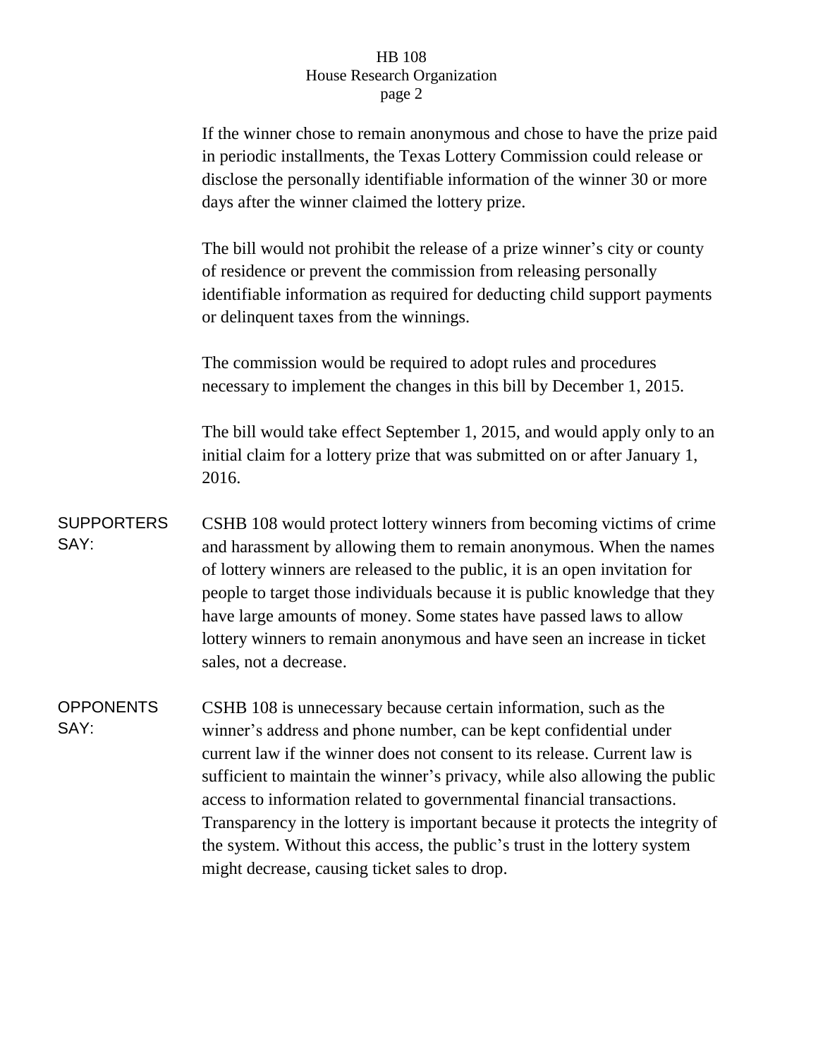If the winner chose to remain anonymous and chose to have the prize paid in periodic installments, the Texas Lottery Commission could release or disclose the personally identifiable information of the winner 30 or more days after the winner claimed the lottery prize.

The bill would not prohibit the release of a prize winner's city or county of residence or prevent the commission from releasing personally identifiable information as required for deducting child support payments or delinquent taxes from the winnings.

The commission would be required to adopt rules and procedures necessary to implement the changes in this bill by December 1, 2015.

The bill would take effect September 1, 2015, and would apply only to an initial claim for a lottery prize that was submitted on or after January 1, 2016.

**SUPPORTERS SAY:**

CSHB 108 would protect lottery winners from becoming victims of crime and harassment by allowing them to remain anonymous. When the names of lottery winners are released to the public, it is an open invitation for people to target those individuals because it is public knowledge that they have large amounts of money. Some states have passed laws to allow lottery winners to remain anonymous and have seen an increase in ticket sales, not a decrease.

**OPPONENTS SAY:**

CSHB 108 is unnecessary because certain information, such as the winner's address and phone number, can be kept confidential under current law if the winner does not consent to its release. Current law is sufficient to maintain the winner's privacy, while also allowing the public access to information related to governmental financial transactions. Transparency in the lottery is important because it protects the integrity of the system. Without this access, the public's trust in the lottery system might decrease, causing ticket sales to drop.